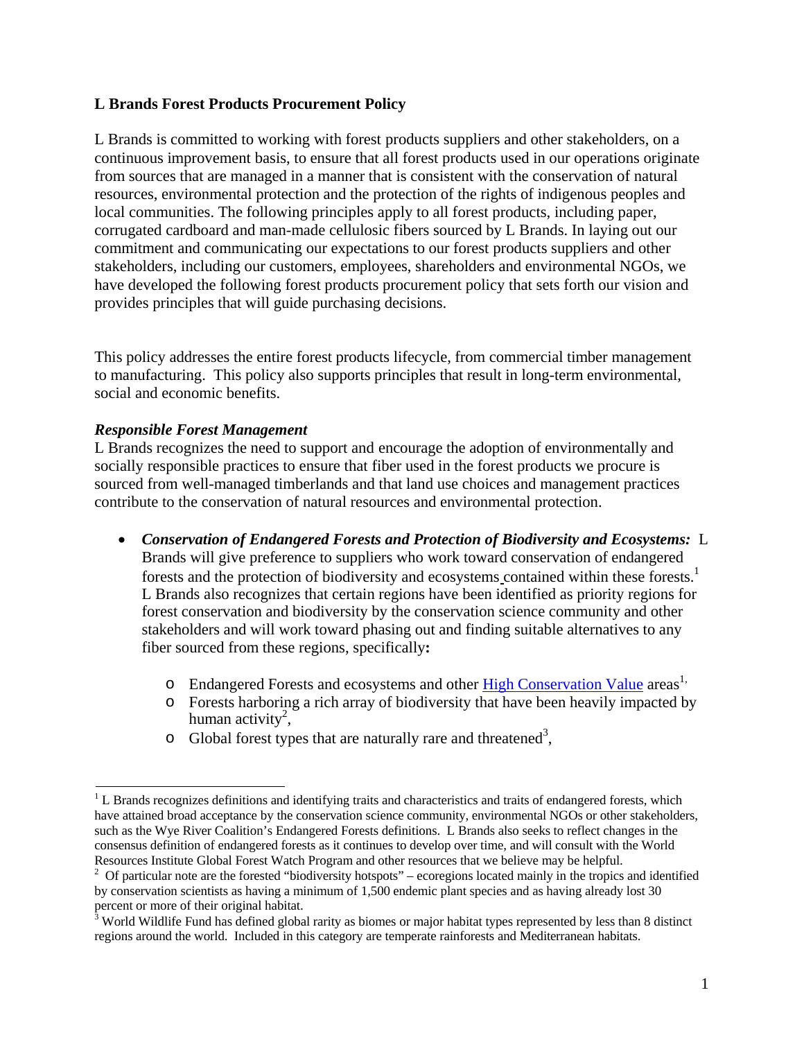**L Brands Forest Products Procurement Policy**

L Brands is committed to working with forest products suppliers and other stakeholders, on a continuous improvement basis, to ensure that all forest products used in our operations originate from sources that are managed in a manner that is consistent with the conservation of natural resources, environmental protection and the protection of the rights of indigenous peoples and local communities. The following principles apply to all forest products, including paper, corrugated cardboard and man-made cellulosic fibers sourced by L Brands. In laying out our commitment and communicating our expectations to our forest products suppliers and other stakeholders, including our customers, employees, shareholders and environmental NGOs, we have developed the following forest products procurement policy that sets forth our vision and provides principles that will guide purchasing decisions.

This policy addresses the entire forest products lifecycle, from commercial timber management to manufacturing. This policy also supports principles that result in long-term environmental, social and economic benefits.

***Responsible Forest Management***

L Brands recognizes the need to support and encourage the adoption of environmentally and socially responsible practices to ensure that fiber used in the forest products we procure is sourced from well-managed timberlands and that land use choices and management practices contribute to the conservation of natural resources and environmental protection.

- ***Conservation of Endangered Forests and Protection of Biodiversity and Ecosystems:*** L Brands will give preference to suppliers who work toward conservation of endangered forests and the protection of biodiversity and ecosystems contained within these forests.[1] L Brands also recognizes that certain regions have been identified as priority regions for forest conservation and biodiversity by the conservation science community and other stakeholders and will work toward phasing out and finding suitable alternatives to any fiber sourced from these regions, specifically**:**
    - Endangered Forests and ecosystems and other High Conservation Value areas[1],
    - Forests harboring a rich array of biodiversity that have been heavily impacted by human activity[2],
    - Global forest types that are naturally rare and threatened[3],

[1] L Brands recognizes definitions and identifying traits and characteristics and traits of endangered forests, which have attained broad acceptance by the conservation science community, environmental NGOs or other stakeholders, such as the Wye River Coalition's Endangered Forests definitions. L Brands also seeks to reflect changes in the consensus definition of endangered forests as it continues to develop over time, and will consult with the World Resources Institute Global Forest Watch Program and other resources that we believe may be helpful.

[2] Of particular note are the forested "biodiversity hotspots" – ecoregions located mainly in the tropics and identified by conservation scientists as having a minimum of 1,500 endemic plant species and as having already lost 30 percent or more of their original habitat.

[3] World Wildlife Fund has defined global rarity as biomes or major habitat types represented by less than 8 distinct regions around the world. Included in this category are temperate rainforests and Mediterranean habitats.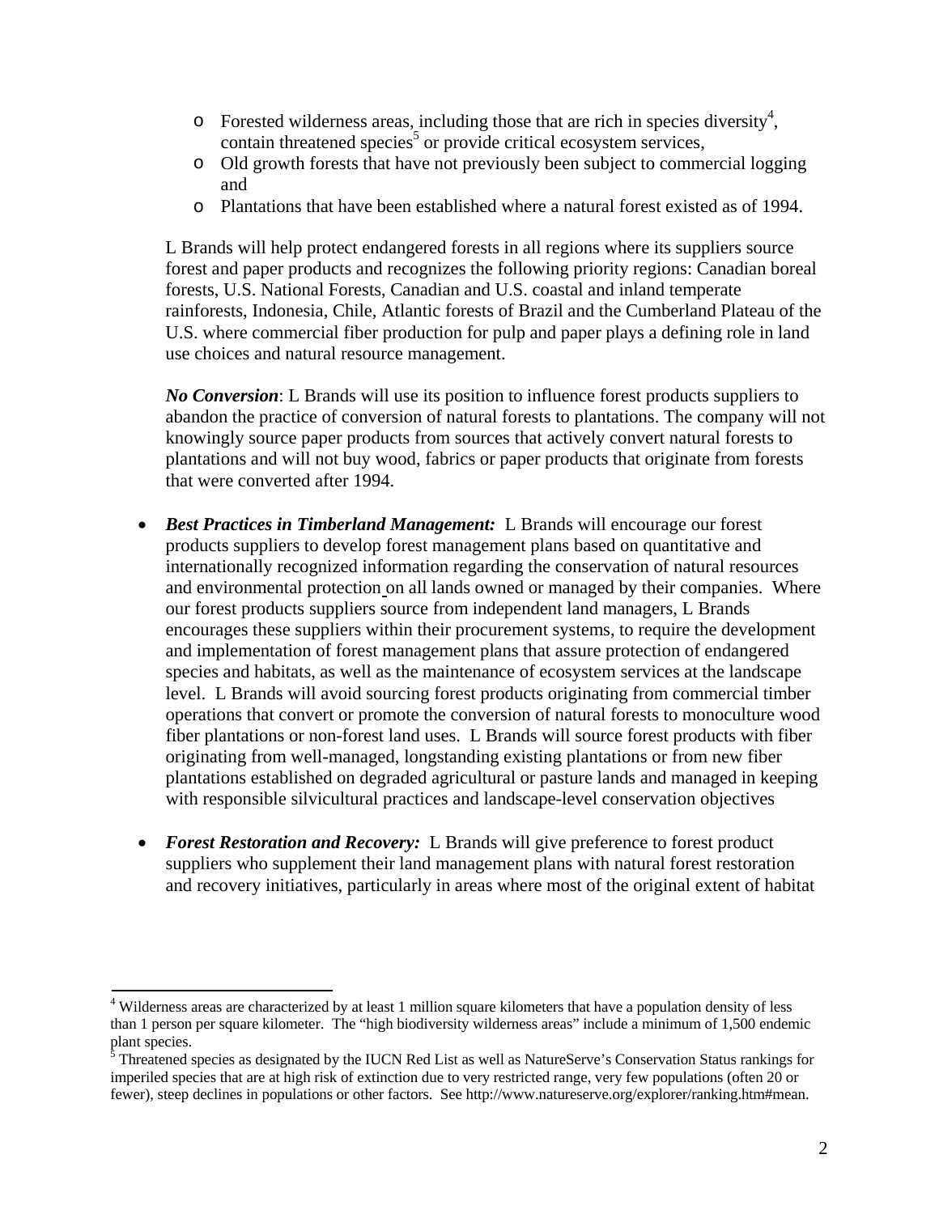- Forested wilderness areas, including those that are rich in species diversity[4], contain threatened species[5] or provide critical ecosystem services,
- Old growth forests that have not previously been subject to commercial logging and
- Plantations that have been established where a natural forest existed as of 1994.

L Brands will help protect endangered forests in all regions where its suppliers source forest and paper products and recognizes the following priority regions: Canadian boreal forests, U.S. National Forests, Canadian and U.S. coastal and inland temperate rainforests, Indonesia, Chile, Atlantic forests of Brazil and the Cumberland Plateau of the U.S. where commercial fiber production for pulp and paper plays a defining role in land use choices and natural resource management.

***No Conversion***: L Brands will use its position to influence forest products suppliers to abandon the practice of conversion of natural forests to plantations. The company will not knowingly source paper products from sources that actively convert natural forests to plantations and will not buy wood, fabrics or paper products that originate from forests that were converted after 1994.

- ***Best Practices in Timberland Management:*** L Brands will encourage our forest products suppliers to develop forest management plans based on quantitative and internationally recognized information regarding the conservation of natural resources and environmental protection on all lands owned or managed by their companies. Where our forest products suppliers source from independent land managers, L Brands encourages these suppliers within their procurement systems, to require the development and implementation of forest management plans that assure protection of endangered species and habitats, as well as the maintenance of ecosystem services at the landscape level. L Brands will avoid sourcing forest products originating from commercial timber operations that convert or promote the conversion of natural forests to monoculture wood fiber plantations or non-forest land uses. L Brands will source forest products with fiber originating from well-managed, longstanding existing plantations or from new fiber plantations established on degraded agricultural or pasture lands and managed in keeping with responsible silvicultural practices and landscape-level conservation objectives

- ***Forest Restoration and Recovery:*** L Brands will give preference to forest product suppliers who supplement their land management plans with natural forest restoration and recovery initiatives, particularly in areas where most of the original extent of habitat

---

[4] Wilderness areas are characterized by at least 1 million square kilometers that have a population density of less than 1 person per square kilometer. The "high biodiversity wilderness areas" include a minimum of 1,500 endemic plant species.

[5] Threatened species as designated by the IUCN Red List as well as NatureServe's Conservation Status rankings for imperiled species that are at high risk of extinction due to very restricted range, very few populations (often 20 or fewer), steep declines in populations or other factors. See http://www.natureserve.org/explorer/ranking.htm#mean.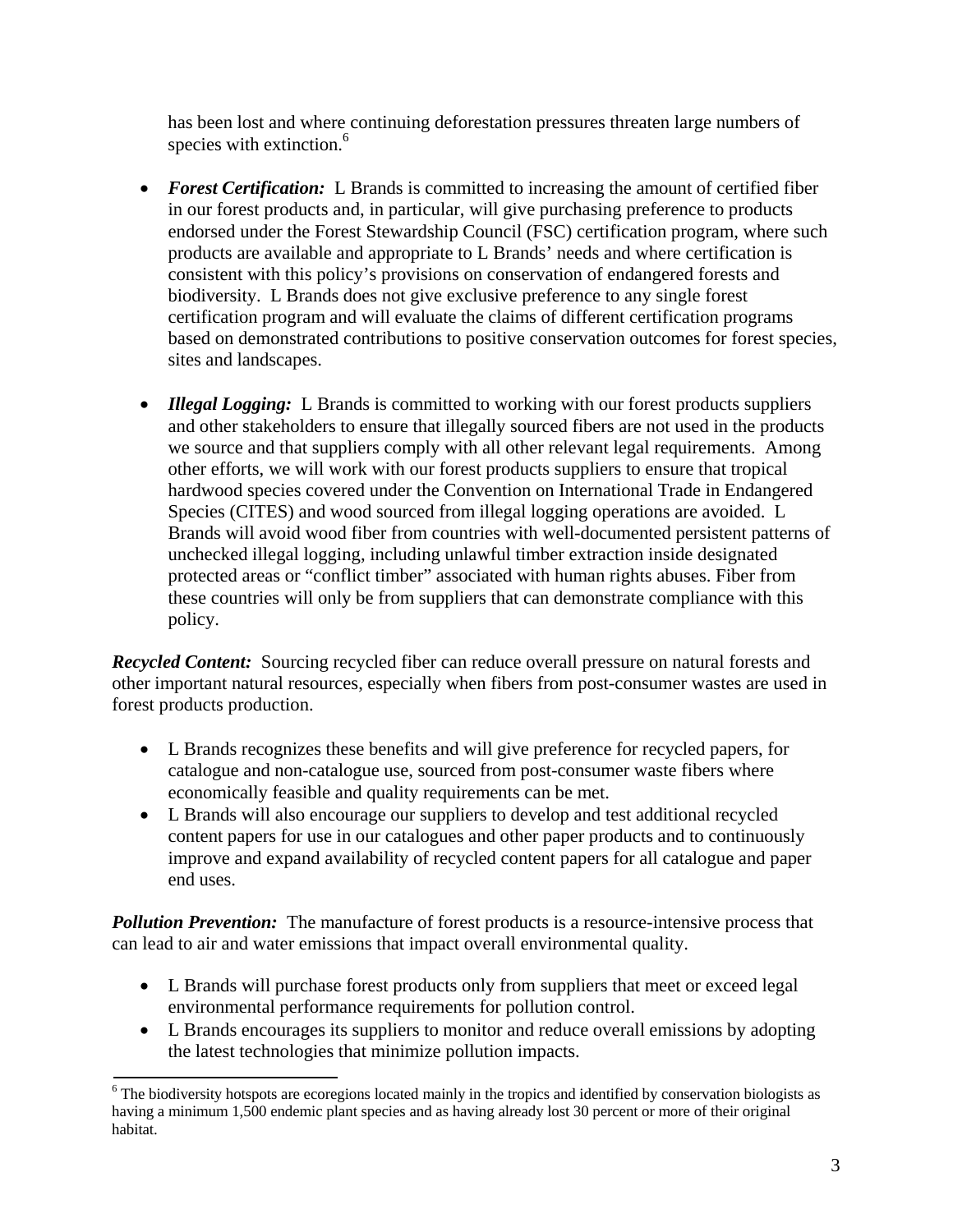has been lost and where continuing deforestation pressures threaten large numbers of species with extinction.[6]

- ***Forest Certification:*** L Brands is committed to increasing the amount of certified fiber in our forest products and, in particular, will give purchasing preference to products endorsed under the Forest Stewardship Council (FSC) certification program, where such products are available and appropriate to L Brands' needs and where certification is consistent with this policy's provisions on conservation of endangered forests and biodiversity. L Brands does not give exclusive preference to any single forest certification program and will evaluate the claims of different certification programs based on demonstrated contributions to positive conservation outcomes for forest species, sites and landscapes.

- ***Illegal Logging:*** L Brands is committed to working with our forest products suppliers and other stakeholders to ensure that illegally sourced fibers are not used in the products we source and that suppliers comply with all other relevant legal requirements. Among other efforts, we will work with our forest products suppliers to ensure that tropical hardwood species covered under the Convention on International Trade in Endangered Species (CITES) and wood sourced from illegal logging operations are avoided. L Brands will avoid wood fiber from countries with well-documented persistent patterns of unchecked illegal logging, including unlawful timber extraction inside designated protected areas or "conflict timber" associated with human rights abuses. Fiber from these countries will only be from suppliers that can demonstrate compliance with this policy.

***Recycled Content:*** Sourcing recycled fiber can reduce overall pressure on natural forests and other important natural resources, especially when fibers from post-consumer wastes are used in forest products production.

- L Brands recognizes these benefits and will give preference for recycled papers, for catalogue and non-catalogue use, sourced from post-consumer waste fibers where economically feasible and quality requirements can be met.
- L Brands will also encourage our suppliers to develop and test additional recycled content papers for use in our catalogues and other paper products and to continuously improve and expand availability of recycled content papers for all catalogue and paper end uses.

***Pollution Prevention:*** The manufacture of forest products is a resource-intensive process that can lead to air and water emissions that impact overall environmental quality.

- L Brands will purchase forest products only from suppliers that meet or exceed legal environmental performance requirements for pollution control.
- L Brands encourages its suppliers to monitor and reduce overall emissions by adopting the latest technologies that minimize pollution impacts.

[6] The biodiversity hotspots are ecoregions located mainly in the tropics and identified by conservation biologists as having a minimum 1,500 endemic plant species and as having already lost 30 percent or more of their original habitat.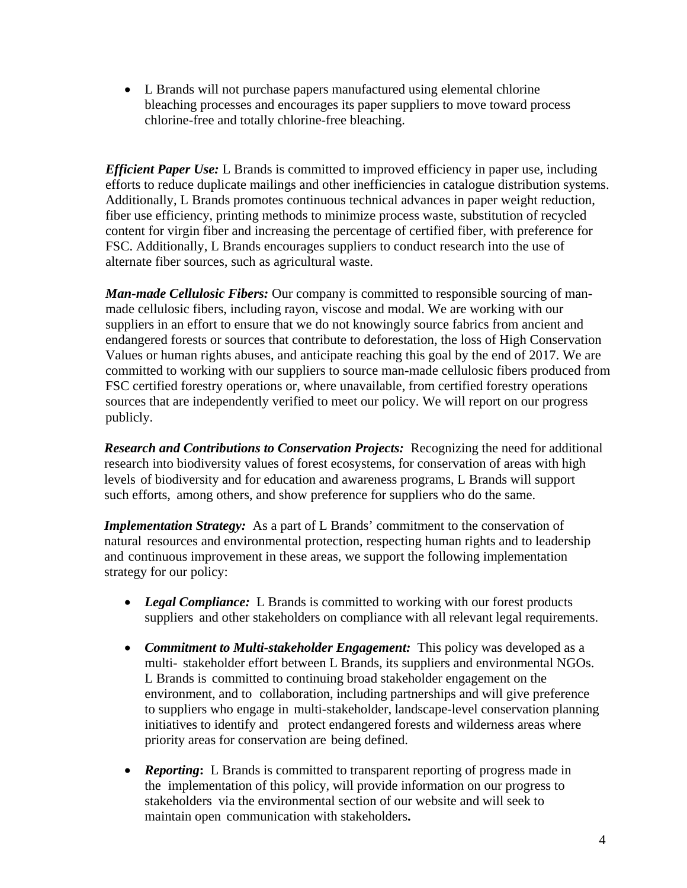- L Brands will not purchase papers manufactured using elemental chlorine bleaching processes and encourages its paper suppliers to move toward process chlorine-free and totally chlorine-free bleaching.

***Efficient Paper Use:*** L Brands is committed to improved efficiency in paper use, including efforts to reduce duplicate mailings and other inefficiencies in catalogue distribution systems. Additionally, L Brands promotes continuous technical advances in paper weight reduction, fiber use efficiency, printing methods to minimize process waste, substitution of recycled content for virgin fiber and increasing the percentage of certified fiber, with preference for FSC. Additionally, L Brands encourages suppliers to conduct research into the use of alternate fiber sources, such as agricultural waste.

***Man-made Cellulosic Fibers:*** Our company is committed to responsible sourcing of man-made cellulosic fibers, including rayon, viscose and modal. We are working with our suppliers in an effort to ensure that we do not knowingly source fabrics from ancient and endangered forests or sources that contribute to deforestation, the loss of High Conservation Values or human rights abuses, and anticipate reaching this goal by the end of 2017. We are committed to working with our suppliers to source man-made cellulosic fibers produced from FSC certified forestry operations or, where unavailable, from certified forestry operations sources that are independently verified to meet our policy. We will report on our progress publicly.

***Research and Contributions to Conservation Projects:*** Recognizing the need for additional research into biodiversity values of forest ecosystems, for conservation of areas with high levels of biodiversity and for education and awareness programs, L Brands will support such efforts, among others, and show preference for suppliers who do the same.

***Implementation Strategy:*** As a part of L Brands' commitment to the conservation of natural resources and environmental protection, respecting human rights and to leadership and continuous improvement in these areas, we support the following implementation strategy for our policy:

- ***Legal Compliance:*** L Brands is committed to working with our forest products suppliers and other stakeholders on compliance with all relevant legal requirements.

- ***Commitment to Multi-stakeholder Engagement:*** This policy was developed as a multi- stakeholder effort between L Brands, its suppliers and environmental NGOs. L Brands is committed to continuing broad stakeholder engagement on the environment, and to collaboration, including partnerships and will give preference to suppliers who engage in multi-stakeholder, landscape-level conservation planning initiatives to identify and protect endangered forests and wilderness areas where priority areas for conservation are being defined.

- ***Reporting*:** L Brands is committed to transparent reporting of progress made in the implementation of this policy, will provide information on our progress to stakeholders via the environmental section of our website and will seek to maintain open communication with stakeholders**.**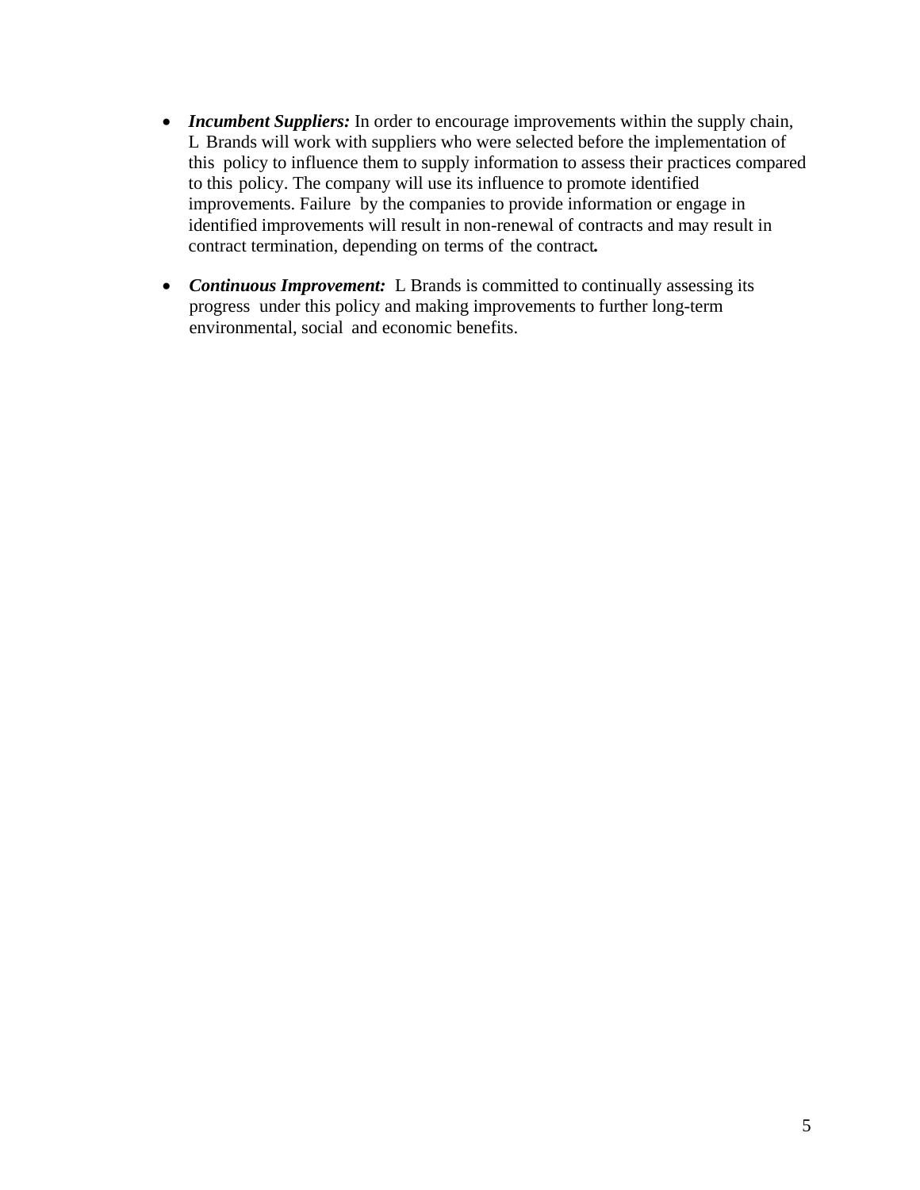- ***Incumbent Suppliers:*** In order to encourage improvements within the supply chain, L Brands will work with suppliers who were selected before the implementation of this policy to influence them to supply information to assess their practices compared to this policy. The company will use its influence to promote identified improvements. Failure by the companies to provide information or engage in identified improvements will result in non-renewal of contracts and may result in contract termination, depending on terms of the contract***.***

- ***Continuous Improvement:*** L Brands is committed to continually assessing its progress under this policy and making improvements to further long-term environmental, social and economic benefits.